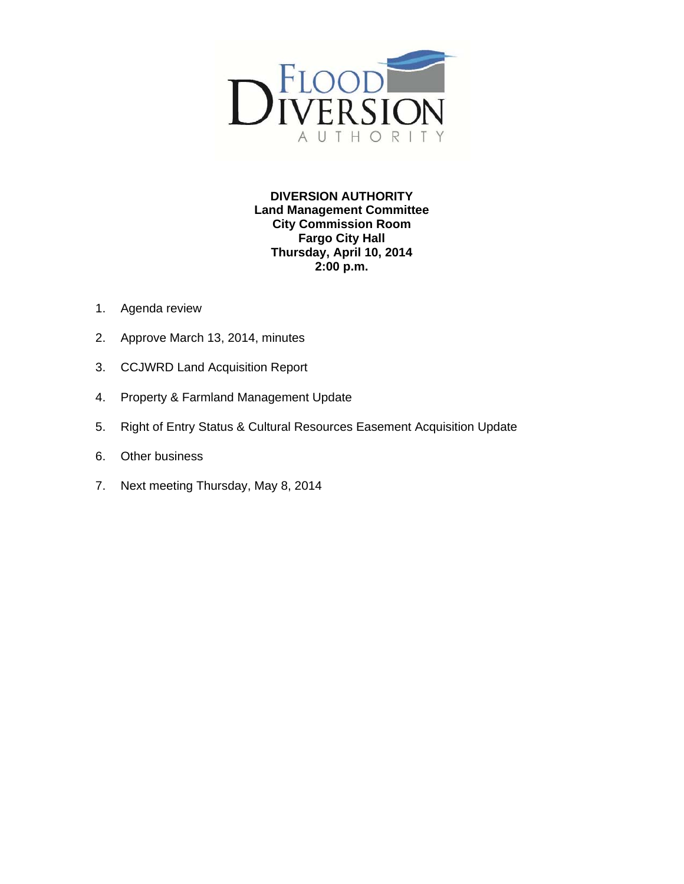**DIVERSION AUTHORITY**
**Land Management Committee**
**City Commission Room**
**Fargo City Hall**
**Thursday, April 10, 2014**
**2:00 p.m.**

1. Agenda review
2. Approve March 13, 2014, minutes
3. CCJWRD Land Acquisition Report
4. Property & Farmland Management Update
5. Right of Entry Status & Cultural Resources Easement Acquisition Update
6. Other business
7. Next meeting Thursday, May 8, 2014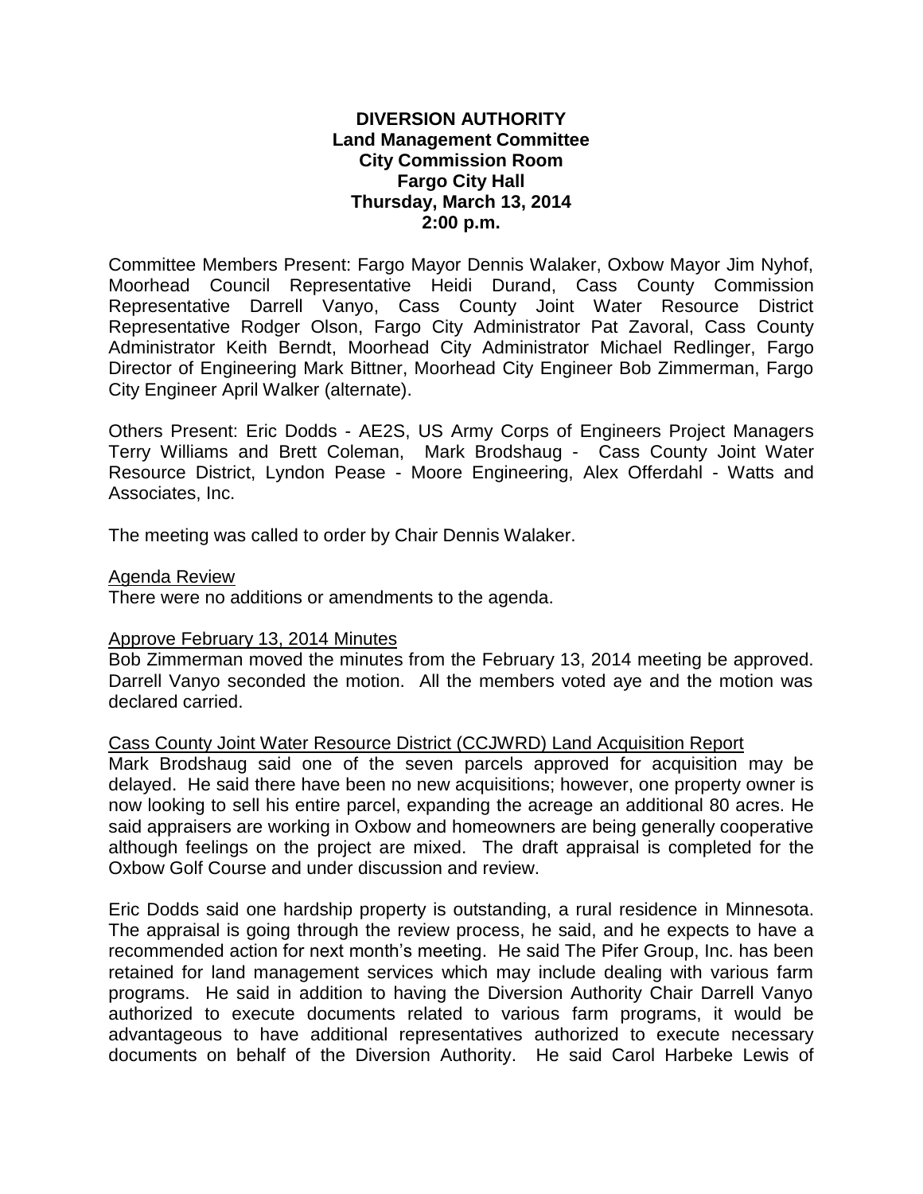**DIVERSION AUTHORITY**
**Land Management Committee**
**City Commission Room**
**Fargo City Hall**
**Thursday, March 13, 2014**
**2:00 p.m.**

Committee Members Present: Fargo Mayor Dennis Walaker, Oxbow Mayor Jim Nyhof, Moorhead Council Representative Heidi Durand, Cass County Commission Representative Darrell Vanyo, Cass County Joint Water Resource District Representative Rodger Olson, Fargo City Administrator Pat Zavoral, Cass County Administrator Keith Berndt, Moorhead City Administrator Michael Redlinger, Fargo Director of Engineering Mark Bittner, Moorhead City Engineer Bob Zimmerman, Fargo City Engineer April Walker (alternate).

Others Present: Eric Dodds - AE2S, US Army Corps of Engineers Project Managers Terry Williams and Brett Coleman, Mark Brodshaug - Cass County Joint Water Resource District, Lyndon Pease - Moore Engineering, Alex Offerdahl - Watts and Associates, Inc.

The meeting was called to order by Chair Dennis Walaker.

Agenda Review

There were no additions or amendments to the agenda.

Approve February 13, 2014 Minutes

Bob Zimmerman moved the minutes from the February 13, 2014 meeting be approved. Darrell Vanyo seconded the motion. All the members voted aye and the motion was declared carried.

Cass County Joint Water Resource District (CCJWRD) Land Acquisition Report

Mark Brodshaug said one of the seven parcels approved for acquisition may be delayed. He said there have been no new acquisitions; however, one property owner is now looking to sell his entire parcel, expanding the acreage an additional 80 acres. He said appraisers are working in Oxbow and homeowners are being generally cooperative although feelings on the project are mixed. The draft appraisal is completed for the Oxbow Golf Course and under discussion and review.

Eric Dodds said one hardship property is outstanding, a rural residence in Minnesota. The appraisal is going through the review process, he said, and he expects to have a recommended action for next month's meeting. He said The Pifer Group, Inc. has been retained for land management services which may include dealing with various farm programs. He said in addition to having the Diversion Authority Chair Darrell Vanyo authorized to execute documents related to various farm programs, it would be advantageous to have additional representatives authorized to execute necessary documents on behalf of the Diversion Authority. He said Carol Harbeke Lewis of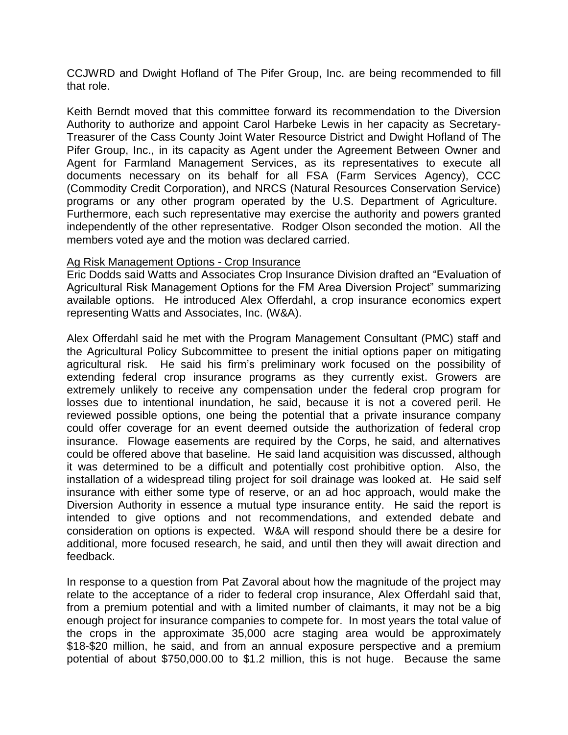CCJWRD and Dwight Hofland of The Pifer Group, Inc. are being recommended to fill that role.

Keith Berndt moved that this committee forward its recommendation to the Diversion Authority to authorize and appoint Carol Harbeke Lewis in her capacity as Secretary-Treasurer of the Cass County Joint Water Resource District and Dwight Hofland of The Pifer Group, Inc., in its capacity as Agent under the Agreement Between Owner and Agent for Farmland Management Services, as its representatives to execute all documents necessary on its behalf for all FSA (Farm Services Agency), CCC (Commodity Credit Corporation), and NRCS (Natural Resources Conservation Service) programs or any other program operated by the U.S. Department of Agriculture. Furthermore, each such representative may exercise the authority and powers granted independently of the other representative. Rodger Olson seconded the motion. All the members voted aye and the motion was declared carried.

Ag Risk Management Options - Crop Insurance

Eric Dodds said Watts and Associates Crop Insurance Division drafted an "Evaluation of Agricultural Risk Management Options for the FM Area Diversion Project" summarizing available options. He introduced Alex Offerdahl, a crop insurance economics expert representing Watts and Associates, Inc. (W&A).

Alex Offerdahl said he met with the Program Management Consultant (PMC) staff and the Agricultural Policy Subcommittee to present the initial options paper on mitigating agricultural risk. He said his firm's preliminary work focused on the possibility of extending federal crop insurance programs as they currently exist. Growers are extremely unlikely to receive any compensation under the federal crop program for losses due to intentional inundation, he said, because it is not a covered peril. He reviewed possible options, one being the potential that a private insurance company could offer coverage for an event deemed outside the authorization of federal crop insurance. Flowage easements are required by the Corps, he said, and alternatives could be offered above that baseline. He said land acquisition was discussed, although it was determined to be a difficult and potentially cost prohibitive option. Also, the installation of a widespread tiling project for soil drainage was looked at. He said self insurance with either some type of reserve, or an ad hoc approach, would make the Diversion Authority in essence a mutual type insurance entity. He said the report is intended to give options and not recommendations, and extended debate and consideration on options is expected. W&A will respond should there be a desire for additional, more focused research, he said, and until then they will await direction and feedback.

In response to a question from Pat Zavoral about how the magnitude of the project may relate to the acceptance of a rider to federal crop insurance, Alex Offerdahl said that, from a premium potential and with a limited number of claimants, it may not be a big enough project for insurance companies to compete for. In most years the total value of the crops in the approximate 35,000 acre staging area would be approximately $18-$20 million, he said, and from an annual exposure perspective and a premium potential of about $750,000.00 to $1.2 million, this is not huge. Because the same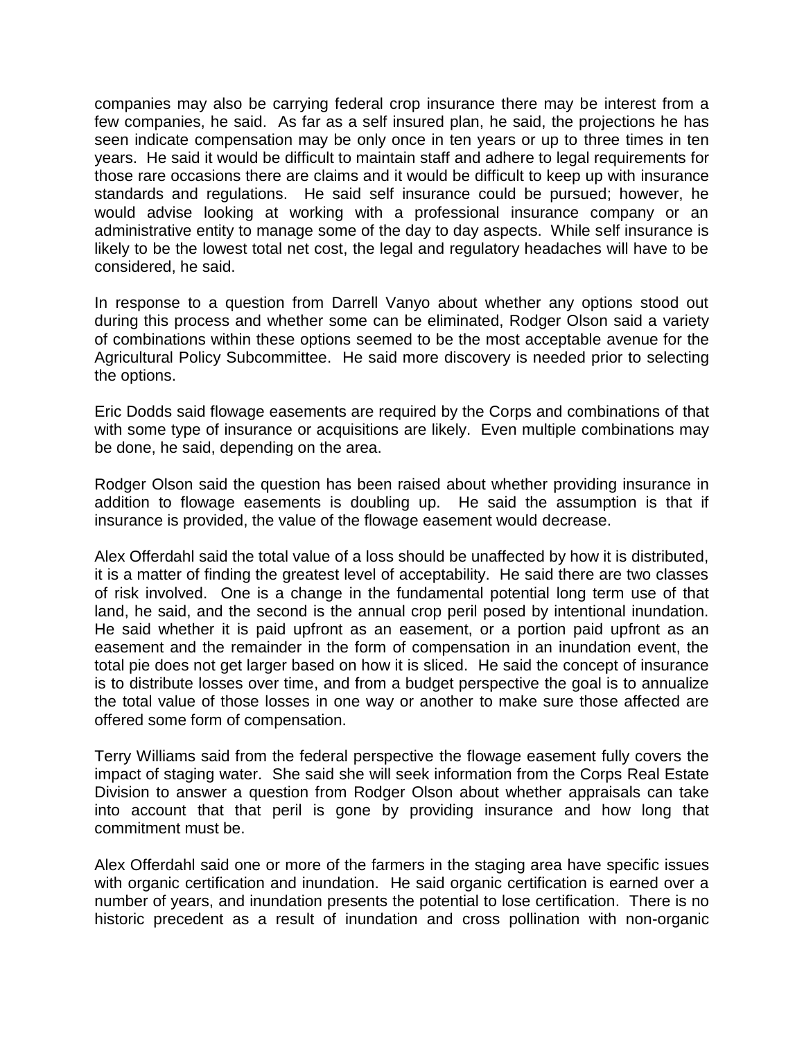companies may also be carrying federal crop insurance there may be interest from a few companies, he said. As far as a self insured plan, he said, the projections he has seen indicate compensation may be only once in ten years or up to three times in ten years. He said it would be difficult to maintain staff and adhere to legal requirements for those rare occasions there are claims and it would be difficult to keep up with insurance standards and regulations. He said self insurance could be pursued; however, he would advise looking at working with a professional insurance company or an administrative entity to manage some of the day to day aspects. While self insurance is likely to be the lowest total net cost, the legal and regulatory headaches will have to be considered, he said.

In response to a question from Darrell Vanyo about whether any options stood out during this process and whether some can be eliminated, Rodger Olson said a variety of combinations within these options seemed to be the most acceptable avenue for the Agricultural Policy Subcommittee. He said more discovery is needed prior to selecting the options.

Eric Dodds said flowage easements are required by the Corps and combinations of that with some type of insurance or acquisitions are likely. Even multiple combinations may be done, he said, depending on the area.

Rodger Olson said the question has been raised about whether providing insurance in addition to flowage easements is doubling up. He said the assumption is that if insurance is provided, the value of the flowage easement would decrease.

Alex Offerdahl said the total value of a loss should be unaffected by how it is distributed, it is a matter of finding the greatest level of acceptability. He said there are two classes of risk involved. One is a change in the fundamental potential long term use of that land, he said, and the second is the annual crop peril posed by intentional inundation. He said whether it is paid upfront as an easement, or a portion paid upfront as an easement and the remainder in the form of compensation in an inundation event, the total pie does not get larger based on how it is sliced. He said the concept of insurance is to distribute losses over time, and from a budget perspective the goal is to annualize the total value of those losses in one way or another to make sure those affected are offered some form of compensation.

Terry Williams said from the federal perspective the flowage easement fully covers the impact of staging water. She said she will seek information from the Corps Real Estate Division to answer a question from Rodger Olson about whether appraisals can take into account that that peril is gone by providing insurance and how long that commitment must be.

Alex Offerdahl said one or more of the farmers in the staging area have specific issues with organic certification and inundation. He said organic certification is earned over a number of years, and inundation presents the potential to lose certification. There is no historic precedent as a result of inundation and cross pollination with non-organic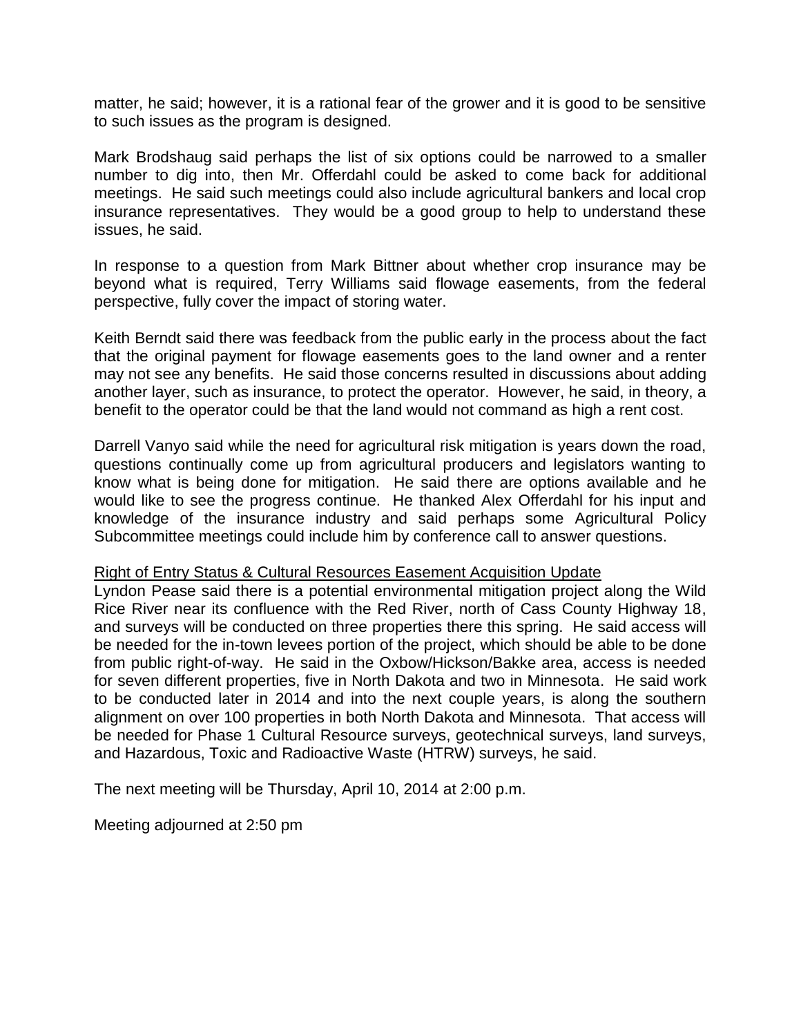matter, he said; however, it is a rational fear of the grower and it is good to be sensitive to such issues as the program is designed.

Mark Brodshaug said perhaps the list of six options could be narrowed to a smaller number to dig into, then Mr. Offerdahl could be asked to come back for additional meetings. He said such meetings could also include agricultural bankers and local crop insurance representatives. They would be a good group to help to understand these issues, he said.

In response to a question from Mark Bittner about whether crop insurance may be beyond what is required, Terry Williams said flowage easements, from the federal perspective, fully cover the impact of storing water.

Keith Berndt said there was feedback from the public early in the process about the fact that the original payment for flowage easements goes to the land owner and a renter may not see any benefits. He said those concerns resulted in discussions about adding another layer, such as insurance, to protect the operator. However, he said, in theory, a benefit to the operator could be that the land would not command as high a rent cost.

Darrell Vanyo said while the need for agricultural risk mitigation is years down the road, questions continually come up from agricultural producers and legislators wanting to know what is being done for mitigation. He said there are options available and he would like to see the progress continue. He thanked Alex Offerdahl for his input and knowledge of the insurance industry and said perhaps some Agricultural Policy Subcommittee meetings could include him by conference call to answer questions.

Right of Entry Status & Cultural Resources Easement Acquisition Update

Lyndon Pease said there is a potential environmental mitigation project along the Wild Rice River near its confluence with the Red River, north of Cass County Highway 18, and surveys will be conducted on three properties there this spring. He said access will be needed for the in-town levees portion of the project, which should be able to be done from public right-of-way. He said in the Oxbow/Hickson/Bakke area, access is needed for seven different properties, five in North Dakota and two in Minnesota. He said work to be conducted later in 2014 and into the next couple years, is along the southern alignment on over 100 properties in both North Dakota and Minnesota. That access will be needed for Phase 1 Cultural Resource surveys, geotechnical surveys, land surveys, and Hazardous, Toxic and Radioactive Waste (HTRW) surveys, he said.

The next meeting will be Thursday, April 10, 2014 at 2:00 p.m.

Meeting adjourned at 2:50 pm